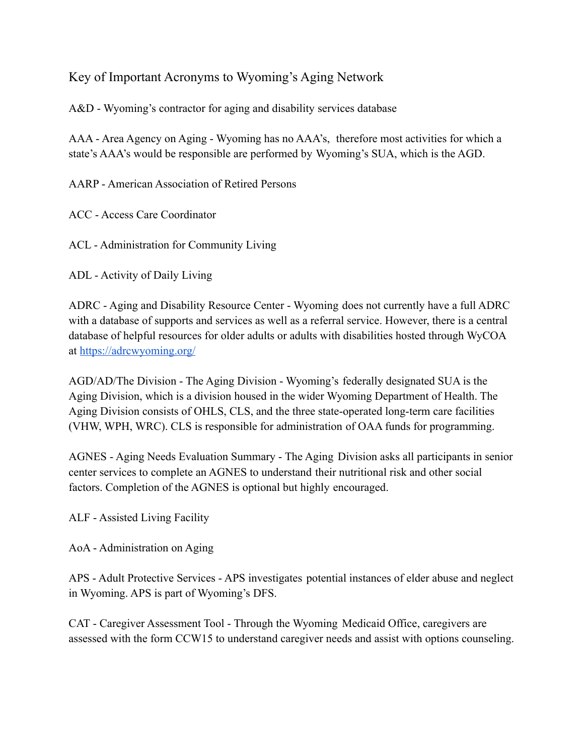# Key of Important Acronyms to Wyoming's Aging Network

A&D - Wyoming's contractor for aging and disability services database

AAA - Area Agency on Aging - Wyoming has no AAA's, therefore most activities for which a state's AAA's would be responsible are performed by Wyoming's SUA, which is the AGD.

AARP - American Association of Retired Persons

ACC - Access Care Coordinator

ACL - Administration for Community Living

ADL - Activity of Daily Living

ADRC - Aging and Disability Resource Center - Wyoming does not currently have a full ADRC with a database of supports and services as well as a referral service. However, there is a central database of helpful resources for older adults or adults with disabilities hosted through WyCOA at [https://adrcwyoming.org/](https://adrcwyoming.org/)

AGD/AD/The Division - The Aging Division - Wyoming's federally designated SUA is the Aging Division, which is a division housed in the wider Wyoming Department of Health. The Aging Division consists of OHLS, CLS, and the three state-operated long-term care facilities (VHW, WPH, WRC). CLS is responsible for administration of OAA funds for programming.

AGNES - Aging Needs Evaluation Summary - The Aging Division asks all participants in senior center services to complete an AGNES to understand their nutritional risk and other social factors. Completion of the AGNES is optional but highly encouraged.

ALF - Assisted Living Facility

AoA - Administration on Aging

APS - Adult Protective Services - APS investigates potential instances of elder abuse and neglect in Wyoming. APS is part of Wyoming's DFS.

CAT - Caregiver Assessment Tool - Through the Wyoming Medicaid Office, caregivers are assessed with the form CCW15 to understand caregiver needs and assist with options counseling.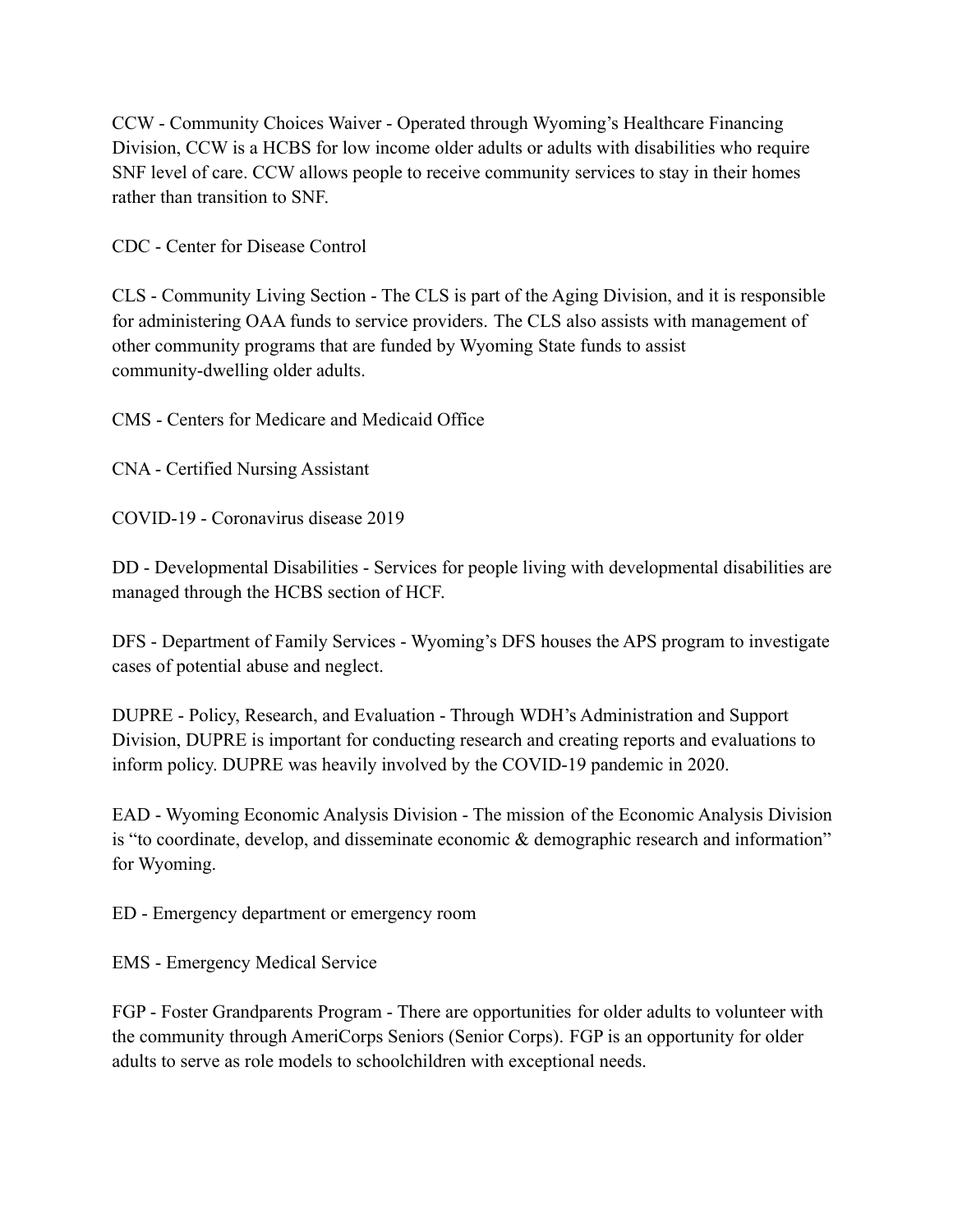CCW - Community Choices Waiver - Operated through Wyoming's Healthcare Financing Division, CCW is a HCBS for low income older adults or adults with disabilities who require SNF level of care. CCW allows people to receive community services to stay in their homes rather than transition to SNF.

CDC - Center for Disease Control

CLS - Community Living Section - The CLS is part of the Aging Division, and it is responsible for administering OAA funds to service providers. The CLS also assists with management of other community programs that are funded by Wyoming State funds to assist community-dwelling older adults.

CMS - Centers for Medicare and Medicaid Office

CNA - Certified Nursing Assistant

COVID-19 - Coronavirus disease 2019

DD - Developmental Disabilities - Services for people living with developmental disabilities are managed through the HCBS section of HCF.

DFS - Department of Family Services - Wyoming's DFS houses the APS program to investigate cases of potential abuse and neglect.

DUPRE - Policy, Research, and Evaluation - Through WDH's Administration and Support Division, DUPRE is important for conducting research and creating reports and evaluations to inform policy. DUPRE was heavily involved by the COVID-19 pandemic in 2020.

EAD - Wyoming Economic Analysis Division - The mission of the Economic Analysis Division is "to coordinate, develop, and disseminate economic & demographic research and information" for Wyoming.

ED - Emergency department or emergency room

EMS - Emergency Medical Service

FGP - Foster Grandparents Program - There are opportunities for older adults to volunteer with the community through AmeriCorps Seniors (Senior Corps). FGP is an opportunity for older adults to serve as role models to schoolchildren with exceptional needs.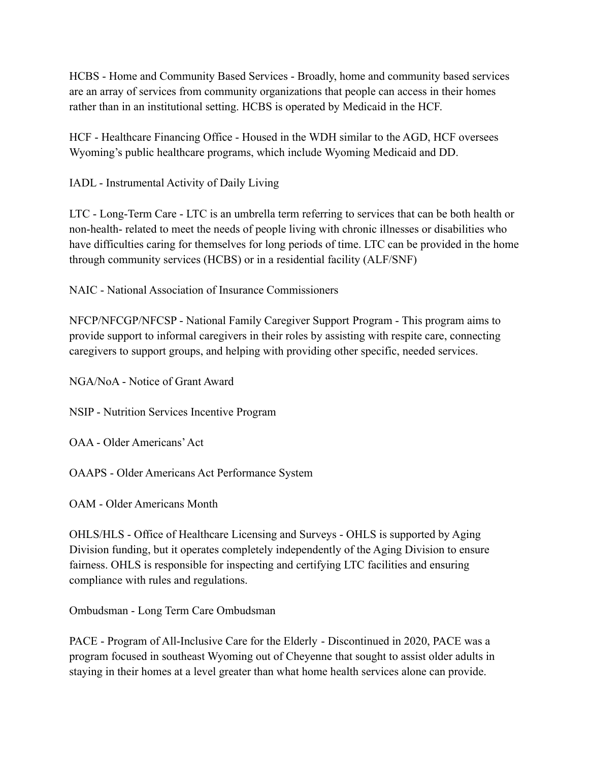HCBS - Home and Community Based Services - Broadly, home and community based services are an array of services from community organizations that people can access in their homes rather than in an institutional setting. HCBS is operated by Medicaid in the HCF.

HCF - Healthcare Financing Office - Housed in the WDH similar to the AGD, HCF oversees Wyoming's public healthcare programs, which include Wyoming Medicaid and DD.

IADL - Instrumental Activity of Daily Living

LTC - Long-Term Care - LTC is an umbrella term referring to services that can be both health or non-health- related to meet the needs of people living with chronic illnesses or disabilities who have difficulties caring for themselves for long periods of time. LTC can be provided in the home through community services (HCBS) or in a residential facility (ALF/SNF)

NAIC - National Association of Insurance Commissioners

NFCP/NFCGP/NFCSP - National Family Caregiver Support Program - This program aims to provide support to informal caregivers in their roles by assisting with respite care, connecting caregivers to support groups, and helping with providing other specific, needed services.

NGA/NoA - Notice of Grant Award

NSIP - Nutrition Services Incentive Program

OAA - Older Americans' Act

OAAPS - Older Americans Act Performance System

OAM - Older Americans Month

OHLS/HLS - Office of Healthcare Licensing and Surveys - OHLS is supported by Aging Division funding, but it operates completely independently of the Aging Division to ensure fairness. OHLS is responsible for inspecting and certifying LTC facilities and ensuring compliance with rules and regulations.

Ombudsman - Long Term Care Ombudsman

PACE - Program of All-Inclusive Care for the Elderly - Discontinued in 2020, PACE was a program focused in southeast Wyoming out of Cheyenne that sought to assist older adults in staying in their homes at a level greater than what home health services alone can provide.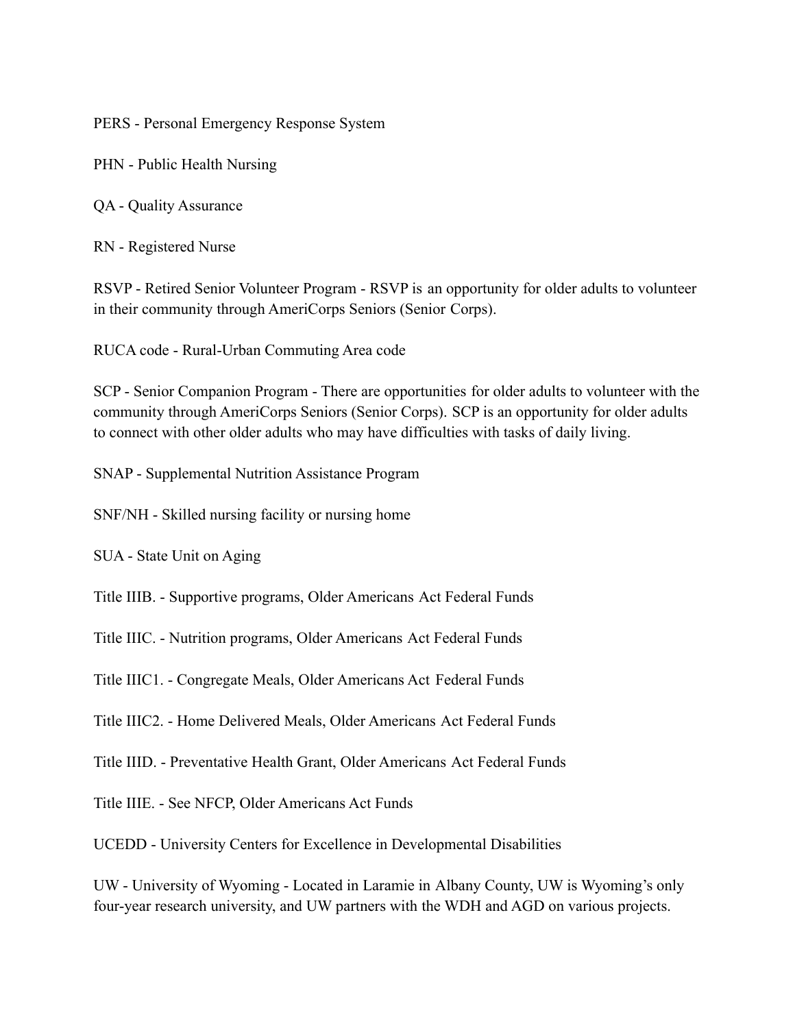PERS - Personal Emergency Response System

PHN - Public Health Nursing

QA - Quality Assurance

RN - Registered Nurse

RSVP - Retired Senior Volunteer Program - RSVP is an opportunity for older adults to volunteer in their community through AmeriCorps Seniors (Senior Corps).

RUCA code - Rural-Urban Commuting Area code

SCP - Senior Companion Program - There are opportunities for older adults to volunteer with the community through AmeriCorps Seniors (Senior Corps). SCP is an opportunity for older adults to connect with other older adults who may have difficulties with tasks of daily living.

SNAP - Supplemental Nutrition Assistance Program

SNF/NH - Skilled nursing facility or nursing home

SUA - State Unit on Aging

Title IIIB. - Supportive programs, Older Americans Act Federal Funds

Title IIIC. - Nutrition programs, Older Americans Act Federal Funds

Title IIIC1. - Congregate Meals, Older Americans Act Federal Funds

Title IIIC2. - Home Delivered Meals, Older Americans Act Federal Funds

Title IIID. - Preventative Health Grant, Older Americans Act Federal Funds

Title IIIE. - See NFCP, Older Americans Act Funds

UCEDD - University Centers for Excellence in Developmental Disabilities

UW - University of Wyoming - Located in Laramie in Albany County, UW is Wyoming's only four-year research university, and UW partners with the WDH and AGD on various projects.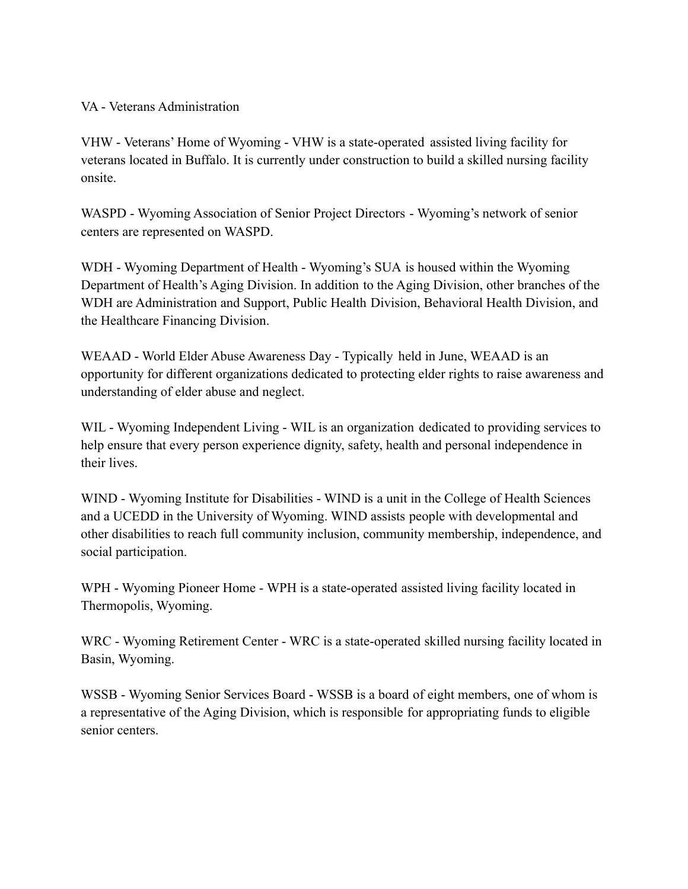VA - Veterans Administration

VHW - Veterans' Home of Wyoming - VHW is a state-operated assisted living facility for veterans located in Buffalo. It is currently under construction to build a skilled nursing facility onsite.

WASPD - Wyoming Association of Senior Project Directors - Wyoming's network of senior centers are represented on WASPD.

WDH - Wyoming Department of Health - Wyoming's SUA is housed within the Wyoming Department of Health's Aging Division. In addition to the Aging Division, other branches of the WDH are Administration and Support, Public Health Division, Behavioral Health Division, and the Healthcare Financing Division.

WEAAD - World Elder Abuse Awareness Day - Typically held in June, WEAAD is an opportunity for different organizations dedicated to protecting elder rights to raise awareness and understanding of elder abuse and neglect.

WIL - Wyoming Independent Living - WIL is an organization dedicated to providing services to help ensure that every person experience dignity, safety, health and personal independence in their lives.

WIND - Wyoming Institute for Disabilities - WIND is a unit in the College of Health Sciences and a UCEDD in the University of Wyoming. WIND assists people with developmental and other disabilities to reach full community inclusion, community membership, independence, and social participation.

WPH - Wyoming Pioneer Home - WPH is a state-operated assisted living facility located in Thermopolis, Wyoming.

WRC - Wyoming Retirement Center - WRC is a state-operated skilled nursing facility located in Basin, Wyoming.

WSSB - Wyoming Senior Services Board - WSSB is a board of eight members, one of whom is a representative of the Aging Division, which is responsible for appropriating funds to eligible senior centers.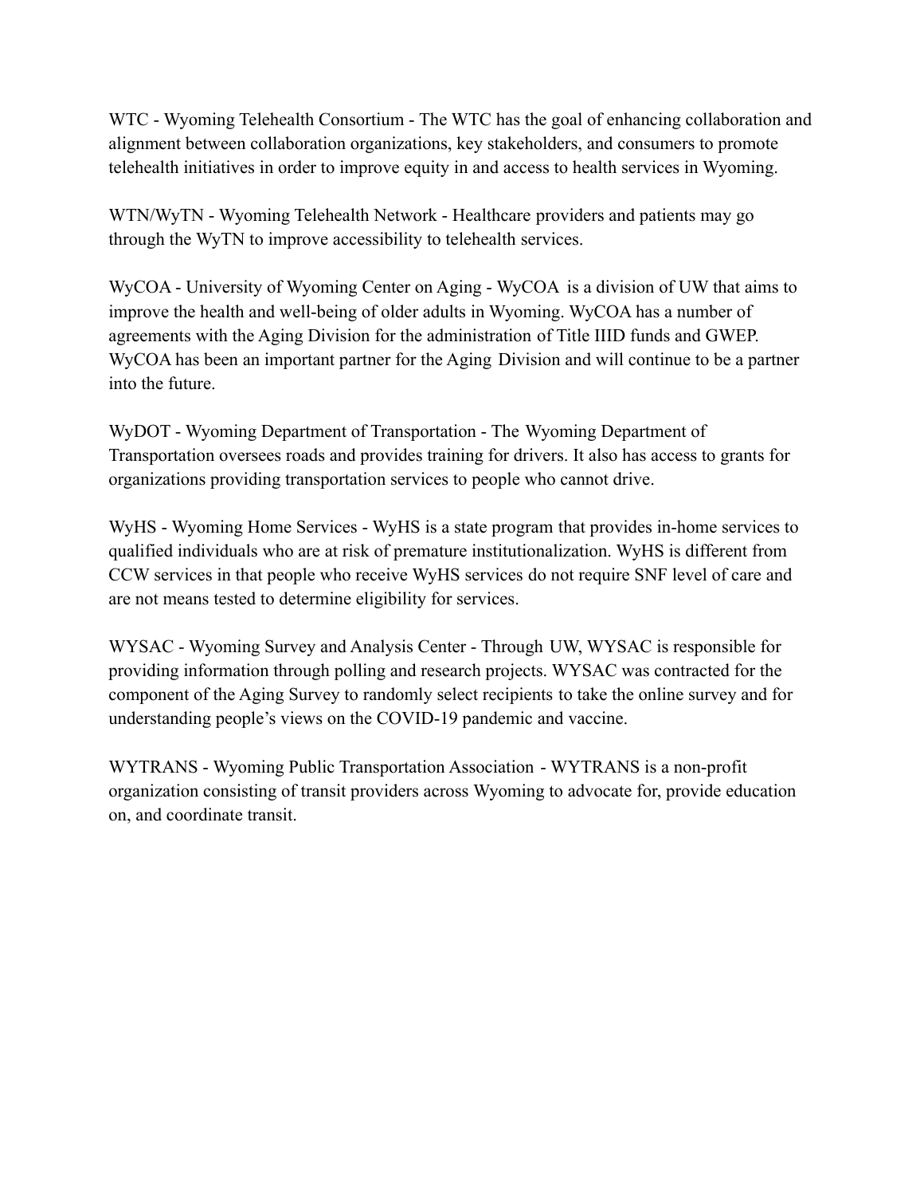WTC - Wyoming Telehealth Consortium - The WTC has the goal of enhancing collaboration and alignment between collaboration organizations, key stakeholders, and consumers to promote telehealth initiatives in order to improve equity in and access to health services in Wyoming.

WTN/WyTN - Wyoming Telehealth Network - Healthcare providers and patients may go through the WyTN to improve accessibility to telehealth services.

WyCOA - University of Wyoming Center on Aging - WyCOA is a division of UW that aims to improve the health and well-being of older adults in Wyoming. WyCOA has a number of agreements with the Aging Division for the administration of Title IIID funds and GWEP. WyCOA has been an important partner for the Aging Division and will continue to be a partner into the future.

WyDOT - Wyoming Department of Transportation - The Wyoming Department of Transportation oversees roads and provides training for drivers. It also has access to grants for organizations providing transportation services to people who cannot drive.

WyHS - Wyoming Home Services - WyHS is a state program that provides in-home services to qualified individuals who are at risk of premature institutionalization. WyHS is different from CCW services in that people who receive WyHS services do not require SNF level of care and are not means tested to determine eligibility for services.

WYSAC - Wyoming Survey and Analysis Center - Through UW, WYSAC is responsible for providing information through polling and research projects. WYSAC was contracted for the component of the Aging Survey to randomly select recipients to take the online survey and for understanding people's views on the COVID-19 pandemic and vaccine.

WYTRANS - Wyoming Public Transportation Association - WYTRANS is a non-profit organization consisting of transit providers across Wyoming to advocate for, provide education on, and coordinate transit.